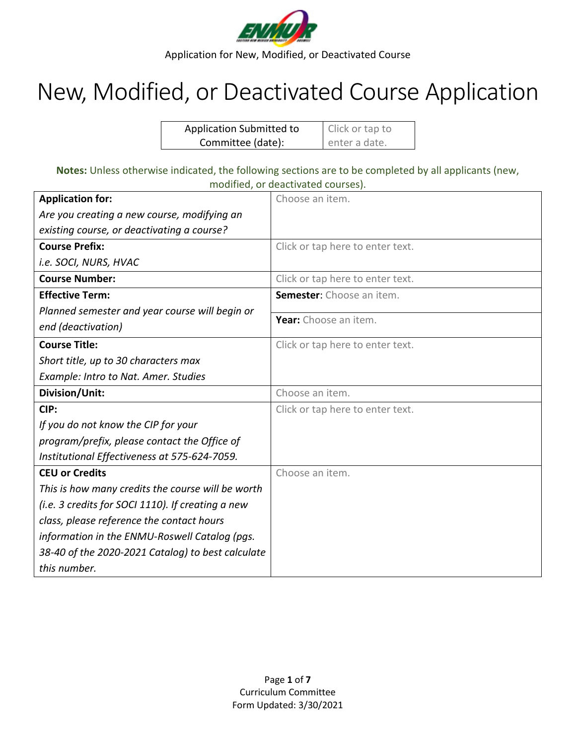Application for New, Modified, or Deactivated Course

# New, Modified, or Deactivated Course Application

| Application Submitted to Committee (date): | Click or tap to enter a date. |
|---|---|

**Notes:** Unless otherwise indicated, the following sections are to be completed by all applicants (new, modified, or deactivated courses).

| | |
|---|---|
| **Application for:** *Are you creating a new course, modifying an existing course, or deactivating a course?* | Choose an item. |
| **Course Prefix:** *i.e. SOCI, NURS, HVAC* | Click or tap here to enter text. |
| **Course Number:** | Click or tap here to enter text. |
| **Effective Term:** *Planned semester and year course will begin or end (deactivation)* | **Semester**: Choose an item. **Year:** Choose an item. |
| **Course Title:** *Short title, up to 30 characters max* *Example: Intro to Nat. Amer. Studies* | Click or tap here to enter text. |
| **Division/Unit:** | Choose an item. |
| **CIP:** *If you do not know the CIP for your program/prefix, please contact the Office of Institutional Effectiveness at 575-624-7059.* | Click or tap here to enter text. |
| **CEU or Credits** *This is how many credits the course will be worth (i.e. 3 credits for SOCI 1110). If creating a new class, please reference the contact hours information in the ENMU-Roswell Catalog (pgs. 38-40 of the 2020-2021 Catalog) to best calculate this number.* | Choose an item. |

Curriculum Committee
Form Updated: 3/30/2021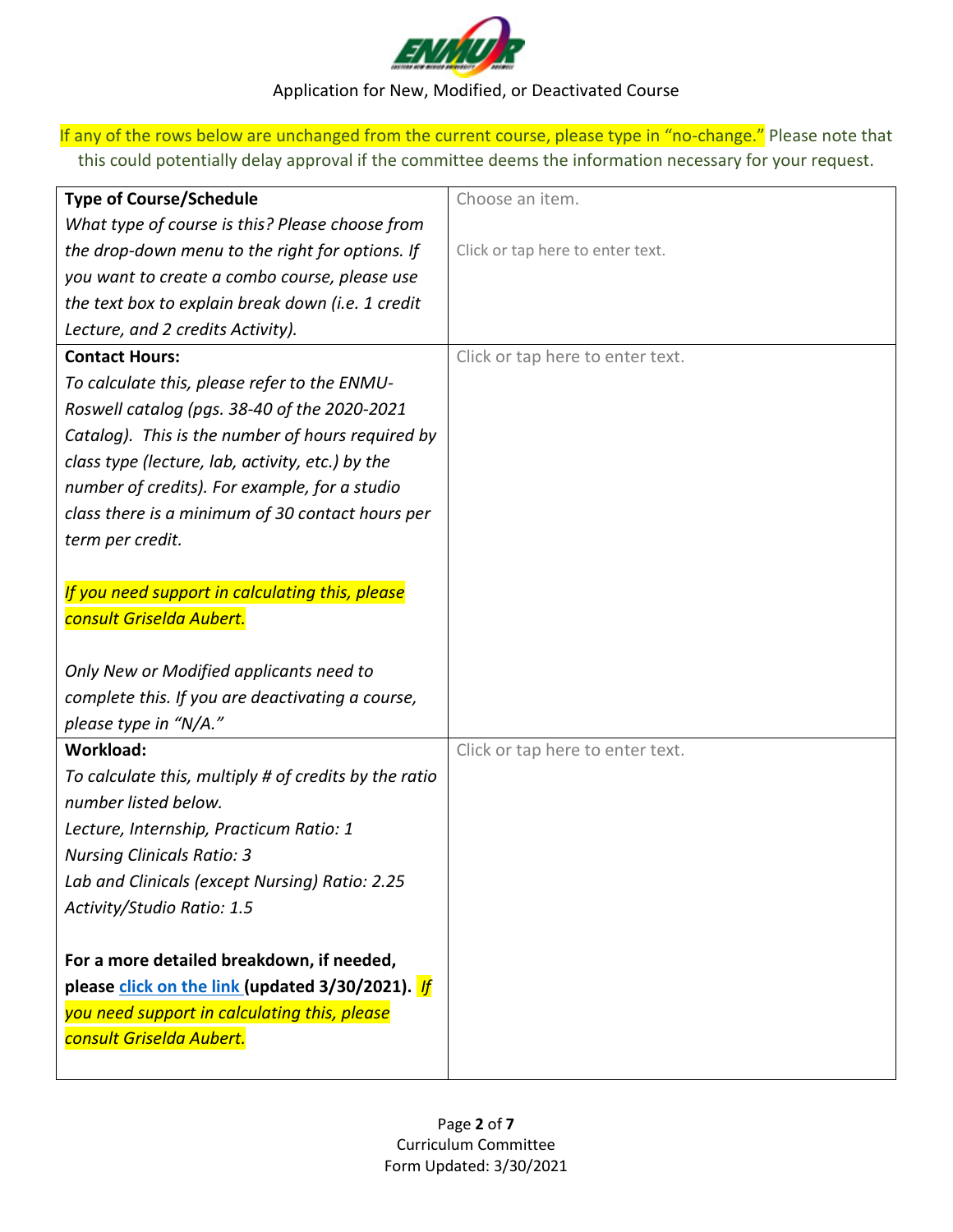Application for New, Modified, or Deactivated Course

If any of the rows below are unchanged from the current course, please type in "no-change." Please note that this could potentially delay approval if the committee deems the information necessary for your request.

| | |
|---|---|
| **Type of Course/Schedule**<br>*What type of course is this? Please choose from the drop-down menu to the right for options. If you want to create a combo course, please use the text box to explain break down (i.e. 1 credit Lecture, and 2 credits Activity).* | Choose an item.<br><br>Click or tap here to enter text. |
| **Contact Hours:**<br>*To calculate this, please refer to the ENMU-Roswell catalog (pgs. 38-40 of the 2020-2021 Catalog). This is the number of hours required by class type (lecture, lab, activity, etc.) by the number of credits). For example, for a studio class there is a minimum of 30 contact hours per term per credit.*<br><br>*If you need support in calculating this, please consult Griselda Aubert.*<br><br>*Only New or Modified applicants need to complete this. If you are deactivating a course, please type in "N/A."* | Click or tap here to enter text. |
| **Workload:**<br>*To calculate this, multiply # of credits by the ratio number listed below.*<br>*Lecture, Internship, Practicum Ratio: 1*<br>*Nursing Clinicals Ratio: 3*<br>*Lab and Clinicals (except Nursing) Ratio: 2.25*<br>*Activity/Studio Ratio: 1.5*<br><br>**For a more detailed breakdown, if needed, please click on the link (updated 3/30/2021).** *If you need support in calculating this, please consult Griselda Aubert.* | Click or tap here to enter text. |

Curriculum Committee
Form Updated: 3/30/2021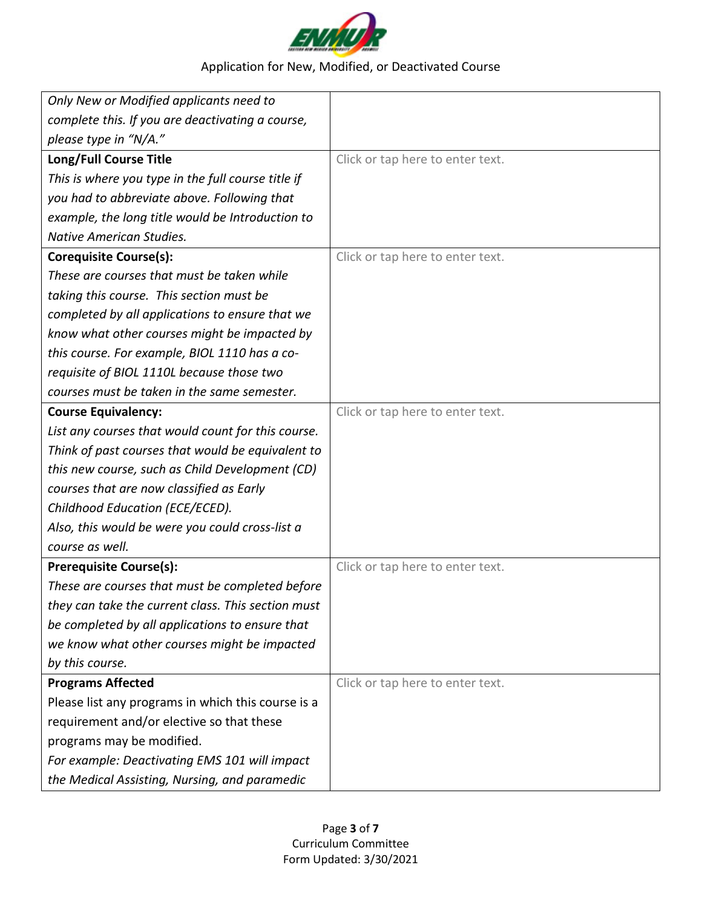Application for New, Modified, or Deactivated Course

| | |
|---|---|
| *Only New or Modified applicants need to complete this. If you are deactivating a course, please type in "N/A."* | |
| **Long/Full Course Title**<br>*This is where you type in the full course title if you had to abbreviate above. Following that example, the long title would be Introduction to Native American Studies.* | Click or tap here to enter text. |
| **Corequisite Course(s):**<br>*These are courses that must be taken while taking this course. This section must be completed by all applications to ensure that we know what other courses might be impacted by this course. For example, BIOL 1110 has a co-requisite of BIOL 1110L because those two courses must be taken in the same semester.* | Click or tap here to enter text. |
| **Course Equivalency:**<br>*List any courses that would count for this course. Think of past courses that would be equivalent to this new course, such as Child Development (CD) courses that are now classified as Early Childhood Education (ECE/ECED).*<br>*Also, this would be were you could cross-list a course as well.* | Click or tap here to enter text. |
| **Prerequisite Course(s):**<br>*These are courses that must be completed before they can take the current class. This section must be completed by all applications to ensure that we know what other courses might be impacted by this course.* | Click or tap here to enter text. |
| **Programs Affected**<br>Please list any programs in which this course is a requirement and/or elective so that these programs may be modified.<br>*For example: Deactivating EMS 101 will impact the Medical Assisting, Nursing, and paramedic* | Click or tap here to enter text. |

Curriculum Committee
Form Updated: 3/30/2021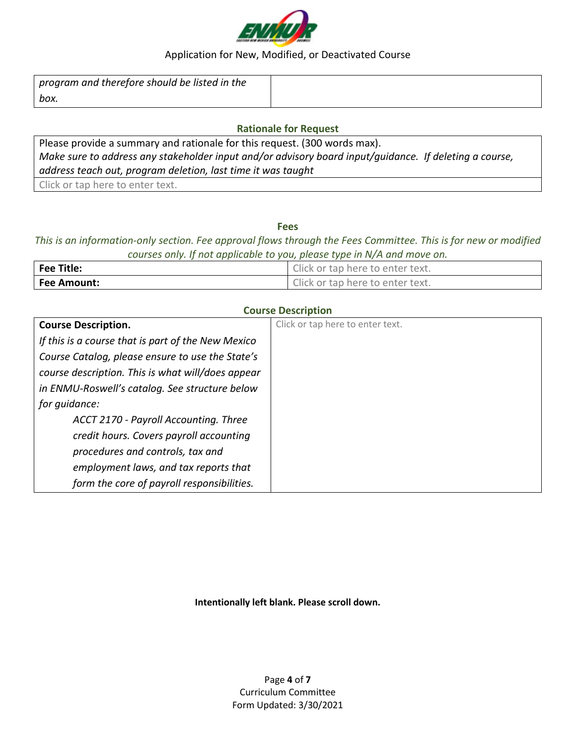| *program and therefore should be listed in the box.* | |
|---|---|

## Rationale for Request

| Please provide a summary and rationale for this request. (300 words max). *Make sure to address any stakeholder input and/or advisory board input/guidance. If deleting a course, address teach out, program deletion, last time it was taught* |
|---|
| Click or tap here to enter text. |

## Fees

*This is an information-only section. Fee approval flows through the Fees Committee. This is for new or modified courses only. If not applicable to you, please type in N/A and move on.*

| **Fee Title:** | Click or tap here to enter text. |
|---|---|
| **Fee Amount:** | Click or tap here to enter text. |

## Course Description

| **Course Description.** *If this is a course that is part of the New Mexico Course Catalog, please ensure to use the State's course description. This is what will/does appear in ENMU-Roswell's catalog. See structure below for guidance:* *ACCT 2170 - Payroll Accounting. Three credit hours. Covers payroll accounting procedures and controls, tax and employment laws, and tax reports that form the core of payroll responsibilities.* | Click or tap here to enter text. |
|---|---|

**Intentionally left blank. Please scroll down.**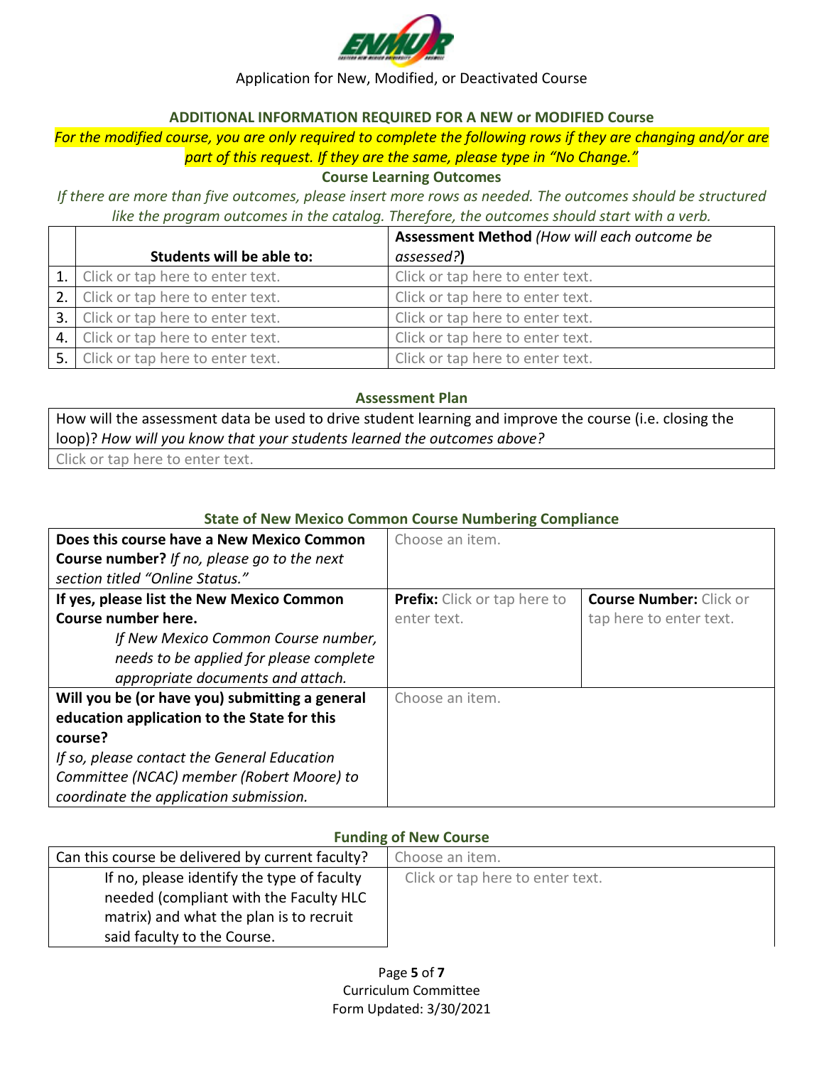Application for New, Modified, or Deactivated Course

### ADDITIONAL INFORMATION REQUIRED FOR A NEW or MODIFIED Course

*For the modified course, you are only required to complete the following rows if they are changing and/or are part of this request. If they are the same, please type in "No Change."*

### Course Learning Outcomes

*If there are more than five outcomes, please insert more rows as needed. The outcomes should be structured like the program outcomes in the catalog. Therefore, the outcomes should start with a verb.*

| | Students will be able to: | **Assessment Method** *(How will each outcome be assessed?)* |
|---|---|---|
| 1. | Click or tap here to enter text. | Click or tap here to enter text. |
| 2. | Click or tap here to enter text. | Click or tap here to enter text. |
| 3. | Click or tap here to enter text. | Click or tap here to enter text. |
| 4. | Click or tap here to enter text. | Click or tap here to enter text. |
| 5. | Click or tap here to enter text. | Click or tap here to enter text. |

### Assessment Plan

| How will the assessment data be used to drive student learning and improve the course (i.e. closing the loop)? *How will you know that your students learned the outcomes above?* |
|---|
| Click or tap here to enter text. |

### State of New Mexico Common Course Numbering Compliance

| | | |
|---|---|---|
| **Does this course have a New Mexico Common Course number?** *If no, please go to the next section titled "Online Status."* | Choose an item. | |
| **If yes, please list the New Mexico Common Course number here.** *If New Mexico Common Course number, needs to be applied for please complete appropriate documents and attach.* | **Prefix:** Click or tap here to enter text. | **Course Number:** Click or tap here to enter text. |
| **Will you be (or have you) submitting a general education application to the State for this course?** *If so, please contact the General Education Committee (NCAC) member (Robert Moore) to coordinate the application submission.* | Choose an item. | |

### Funding of New Course

| | |
|---|---|
| Can this course be delivered by current faculty? | Choose an item. |
| If no, please identify the type of faculty needed (compliant with the Faculty HLC matrix) and what the plan is to recruit said faculty to the Course. | Click or tap here to enter text. |

Curriculum Committee
Form Updated: 3/30/2021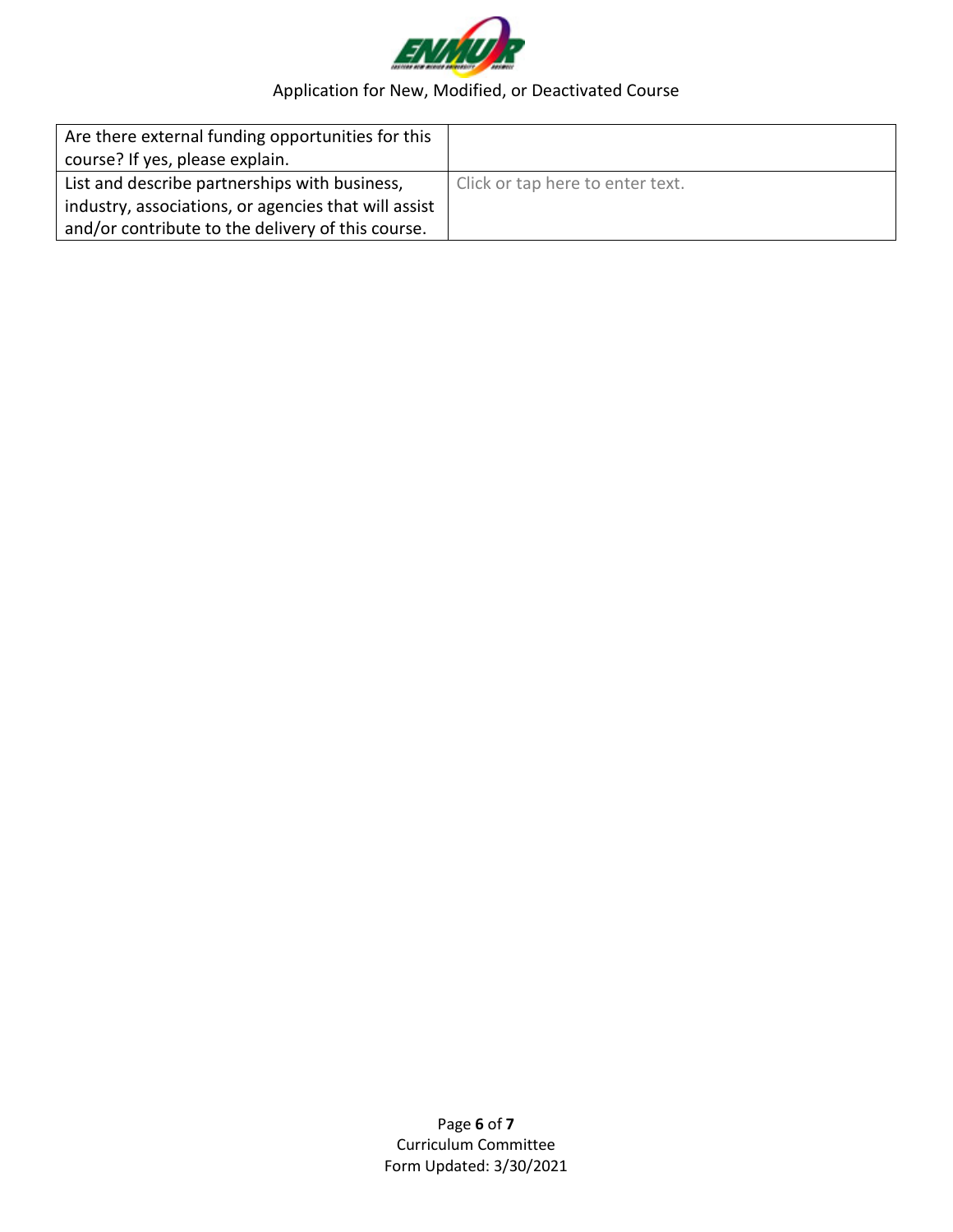| Are there external funding opportunities for this course? If yes, please explain. | |
|---|---|
| List and describe partnerships with business, industry, associations, or agencies that will assist and/or contribute to the delivery of this course. | Click or tap here to enter text. |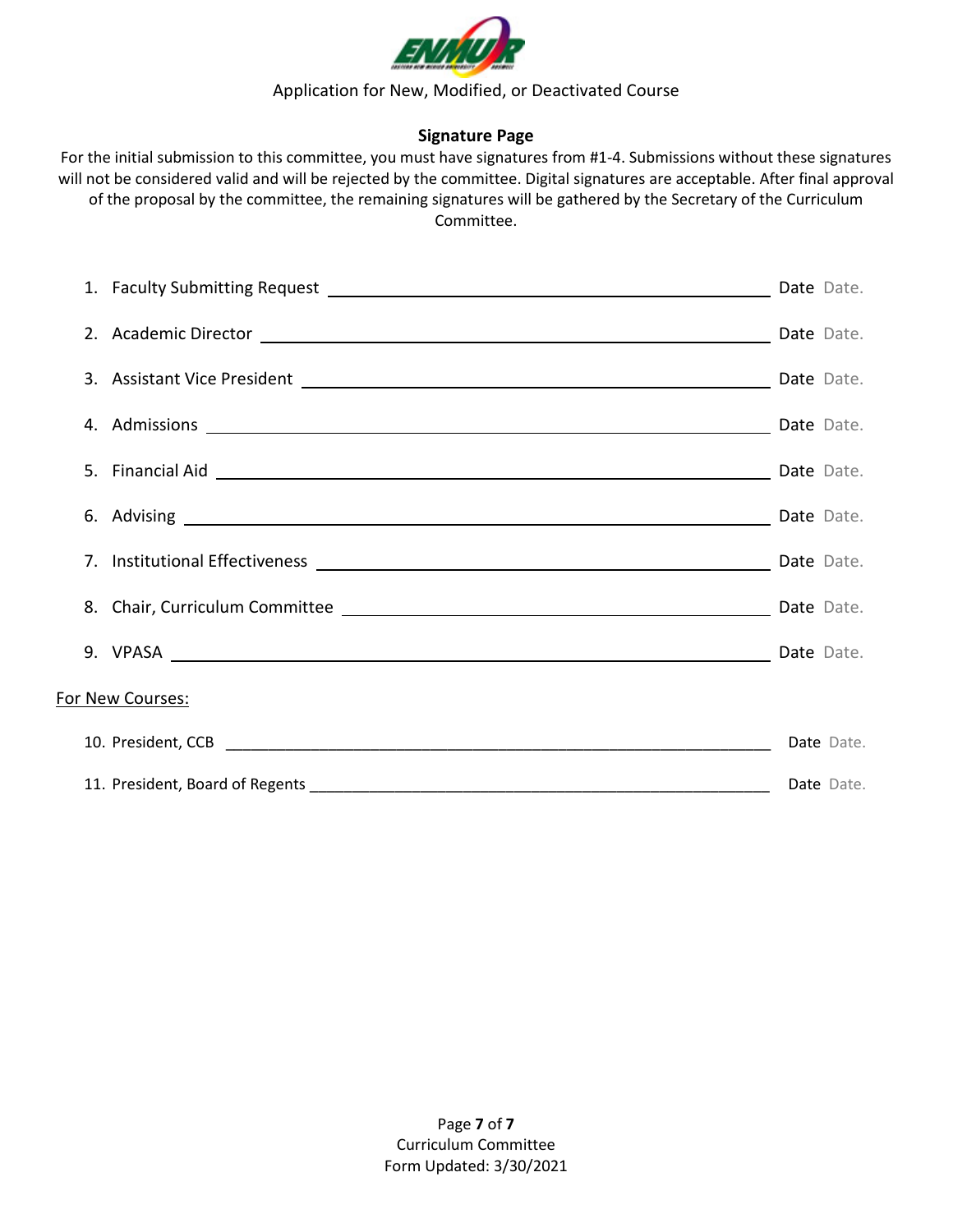Application for New, Modified, or Deactivated Course

**Signature Page**

For the initial submission to this committee, you must have signatures from #1-4. Submissions without these signatures will not be considered valid and will be rejected by the committee. Digital signatures are acceptable. After final approval of the proposal by the committee, the remaining signatures will be gathered by the Secretary of the Curriculum Committee.

1. Faculty Submitting Request ______________________________ Date Date.
2. Academic Director ______________________________ Date Date.
3. Assistant Vice President ______________________________ Date Date.
4. Admissions ______________________________ Date Date.
5. Financial Aid ______________________________ Date Date.
6. Advising ______________________________ Date Date.
7. Institutional Effectiveness ______________________________ Date Date.
8. Chair, Curriculum Committee ______________________________ Date Date.
9. VPASA ______________________________ Date Date.

For New Courses:

10. President, CCB ______________________________ Date Date.
11. President, Board of Regents ______________________________ Date Date.

Curriculum Committee
Form Updated: 3/30/2021